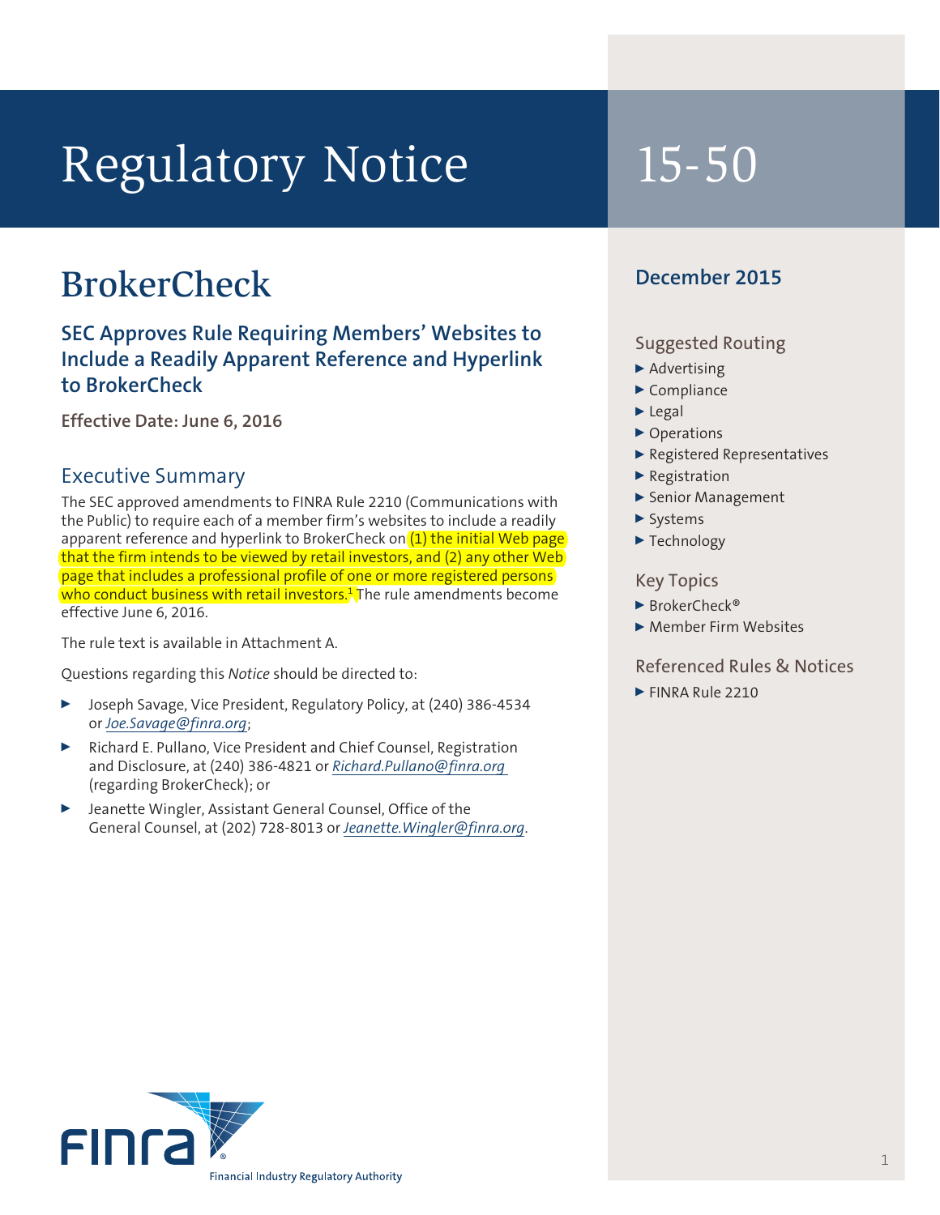# Regulatory Notice 15-50

## BrokerCheck

### SEC Approves Rule Requiring Members' Websites to Include a Readily Apparent Reference and Hyperlink to BrokerCheck

**Effective Date: June 6, 2016**

### Executive Summary

The SEC approved amendments to FINRA Rule 2210 (Communications with the Public) to require each of a member firm's websites to include a readily apparent reference and hyperlink to BrokerCheck on (1) the initial Web page that the firm intends to be viewed by retail investors, and (2) any other Web page that includes a professional profile of one or more registered persons who conduct business with retail investors.[1] The rule amendments become effective June 6, 2016.

The rule text is available in Attachment A.

Questions regarding this *Notice* should be directed to:

- Joseph Savage, Vice President, Regulatory Policy, at (240) 386-4534 or *Joe.Savage@finra.org*;
- Richard E. Pullano, Vice President and Chief Counsel, Registration and Disclosure, at (240) 386-4821 or *Richard.Pullano@finra.org* (regarding BrokerCheck); or
- Jeanette Wingler, Assistant General Counsel, Office of the General Counsel, at (202) 728-8013 or *Jeanette.Wingler@finra.org*.

**December 2015**

**Suggested Routing**

- Advertising
- Compliance
- Legal
- Operations
- Registered Representatives
- Registration
- Senior Management
- Systems
- Technology

**Key Topics**

- BrokerCheck®
- Member Firm Websites

**Referenced Rules & Notices**

- FINRA Rule 2210

FINRA — Financial Industry Regulatory Authority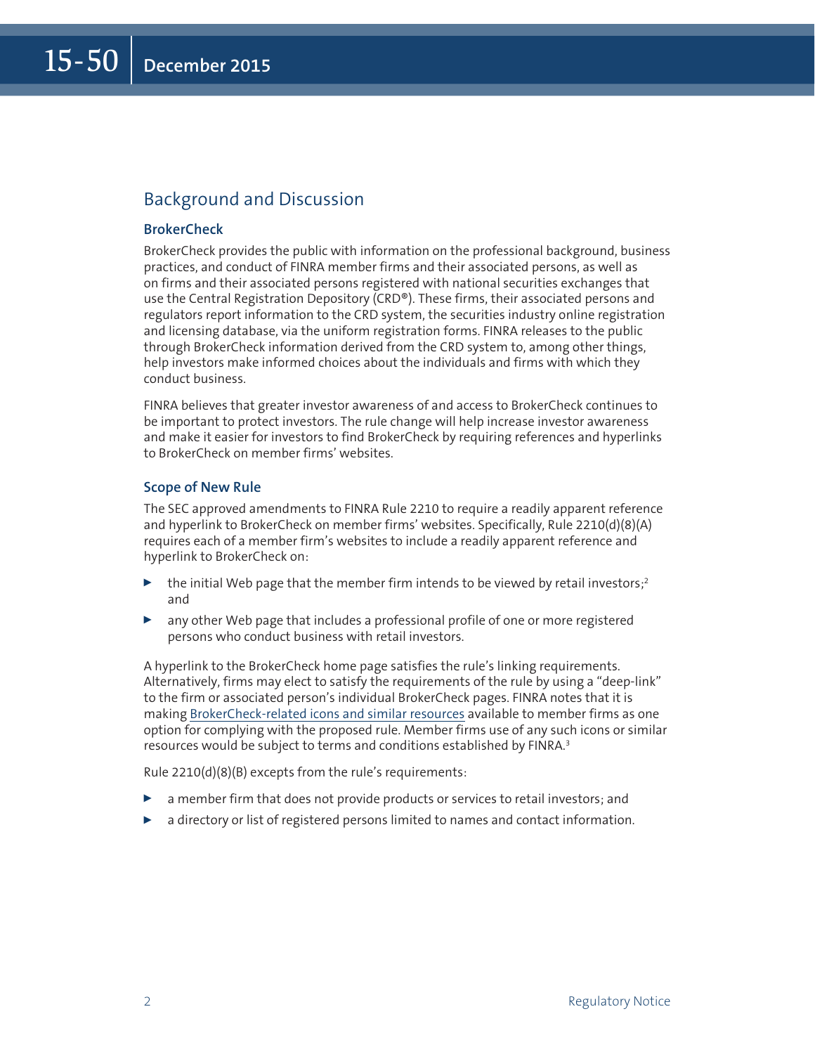## Background and Discussion

### BrokerCheck

BrokerCheck provides the public with information on the professional background, business practices, and conduct of FINRA member firms and their associated persons, as well as on firms and their associated persons registered with national securities exchanges that use the Central Registration Depository (CRD®). These firms, their associated persons and regulators report information to the CRD system, the securities industry online registration and licensing database, via the uniform registration forms. FINRA releases to the public through BrokerCheck information derived from the CRD system to, among other things, help investors make informed choices about the individuals and firms with which they conduct business.

FINRA believes that greater investor awareness of and access to BrokerCheck continues to be important to protect investors. The rule change will help increase investor awareness and make it easier for investors to find BrokerCheck by requiring references and hyperlinks to BrokerCheck on member firms' websites.

### Scope of New Rule

The SEC approved amendments to FINRA Rule 2210 to require a readily apparent reference and hyperlink to BrokerCheck on member firms' websites. Specifically, Rule 2210(d)(8)(A) requires each of a member firm's websites to include a readily apparent reference and hyperlink to BrokerCheck on:

- the initial Web page that the member firm intends to be viewed by retail investors;[2] and
- any other Web page that includes a professional profile of one or more registered persons who conduct business with retail investors.

A hyperlink to the BrokerCheck home page satisfies the rule's linking requirements. Alternatively, firms may elect to satisfy the requirements of the rule by using a "deep-link" to the firm or associated person's individual BrokerCheck pages. FINRA notes that it is making BrokerCheck-related icons and similar resources available to member firms as one option for complying with the proposed rule. Member firms use of any such icons or similar resources would be subject to terms and conditions established by FINRA.[3]

Rule 2210(d)(8)(B) excepts from the rule's requirements:

- a member firm that does not provide products or services to retail investors; and
- a directory or list of registered persons limited to names and contact information.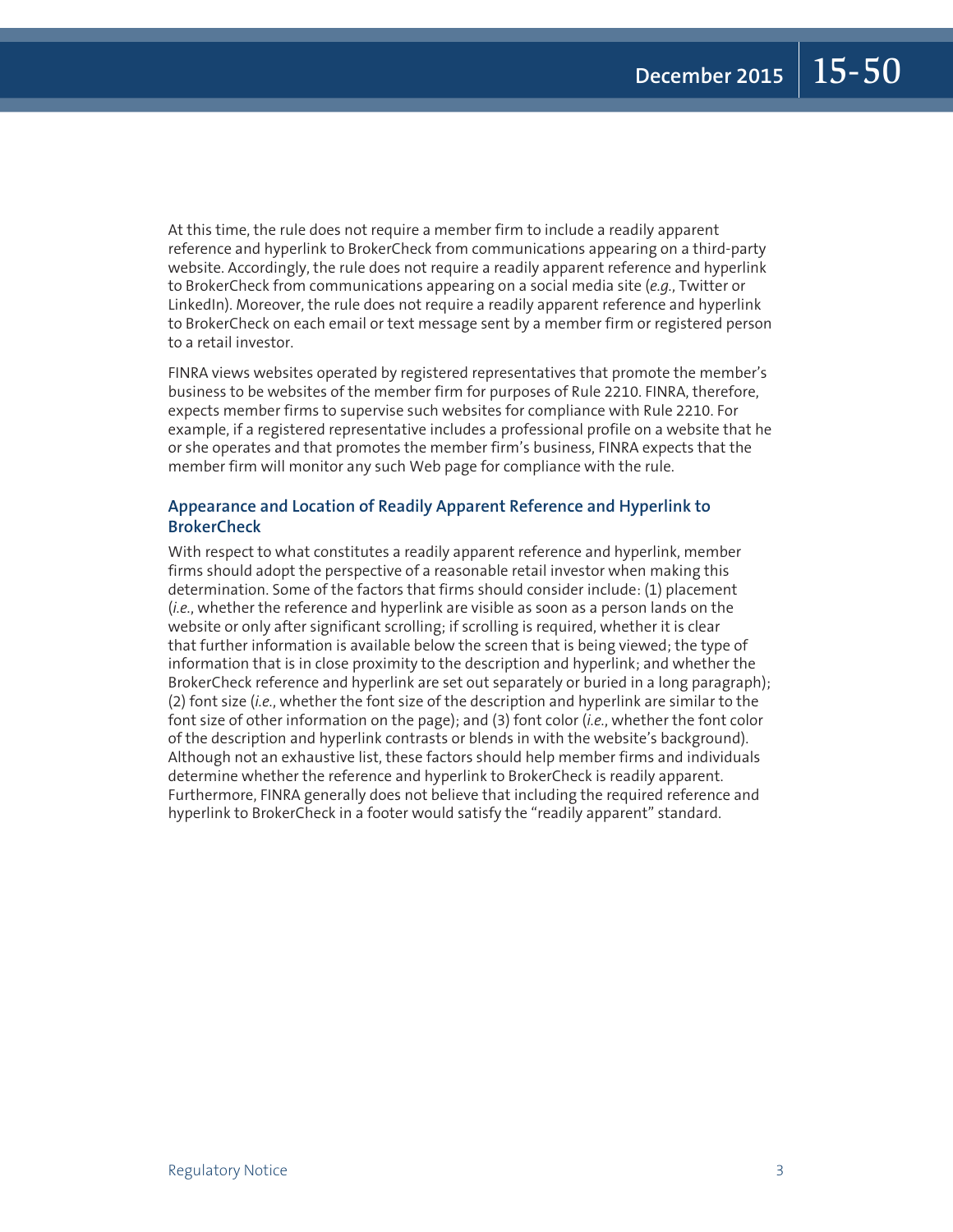At this time, the rule does not require a member firm to include a readily apparent reference and hyperlink to BrokerCheck from communications appearing on a third-party website. Accordingly, the rule does not require a readily apparent reference and hyperlink to BrokerCheck from communications appearing on a social media site (*e.g.*, Twitter or LinkedIn). Moreover, the rule does not require a readily apparent reference and hyperlink to BrokerCheck on each email or text message sent by a member firm or registered person to a retail investor.

FINRA views websites operated by registered representatives that promote the member's business to be websites of the member firm for purposes of Rule 2210. FINRA, therefore, expects member firms to supervise such websites for compliance with Rule 2210. For example, if a registered representative includes a professional profile on a website that he or she operates and that promotes the member firm's business, FINRA expects that the member firm will monitor any such Web page for compliance with the rule.

### Appearance and Location of Readily Apparent Reference and Hyperlink to BrokerCheck

With respect to what constitutes a readily apparent reference and hyperlink, member firms should adopt the perspective of a reasonable retail investor when making this determination. Some of the factors that firms should consider include: (1) placement (*i.e.*, whether the reference and hyperlink are visible as soon as a person lands on the website or only after significant scrolling; if scrolling is required, whether it is clear that further information is available below the screen that is being viewed; the type of information that is in close proximity to the description and hyperlink; and whether the BrokerCheck reference and hyperlink are set out separately or buried in a long paragraph); (2) font size (*i.e.*, whether the font size of the description and hyperlink are similar to the font size of other information on the page); and (3) font color (*i.e.*, whether the font color of the description and hyperlink contrasts or blends in with the website's background). Although not an exhaustive list, these factors should help member firms and individuals determine whether the reference and hyperlink to BrokerCheck is readily apparent. Furthermore, FINRA generally does not believe that including the required reference and hyperlink to BrokerCheck in a footer would satisfy the "readily apparent" standard.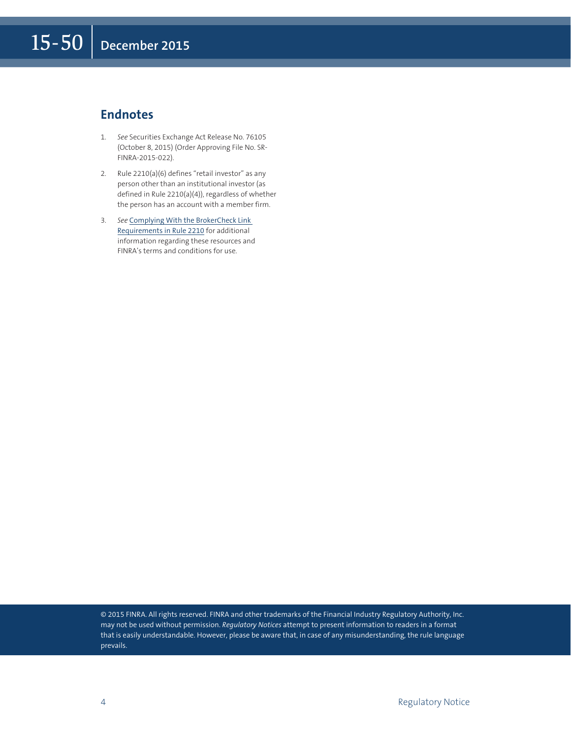## Endnotes

1. *See* Securities Exchange Act Release No. 76105 (October 8, 2015) (Order Approving File No. SR-FINRA-2015-022).

2. Rule 2210(a)(6) defines "retail investor" as any person other than an institutional investor (as defined in Rule 2210(a)(4)), regardless of whether the person has an account with a member firm.

3. *See* Complying With the BrokerCheck Link Requirements in Rule 2210 for additional information regarding these resources and FINRA's terms and conditions for use.

© 2015 FINRA. All rights reserved. FINRA and other trademarks of the Financial Industry Regulatory Authority, Inc. may not be used without permission. *Regulatory Notices* attempt to present information to readers in a format that is easily understandable. However, please be aware that, in case of any misunderstanding, the rule language prevails.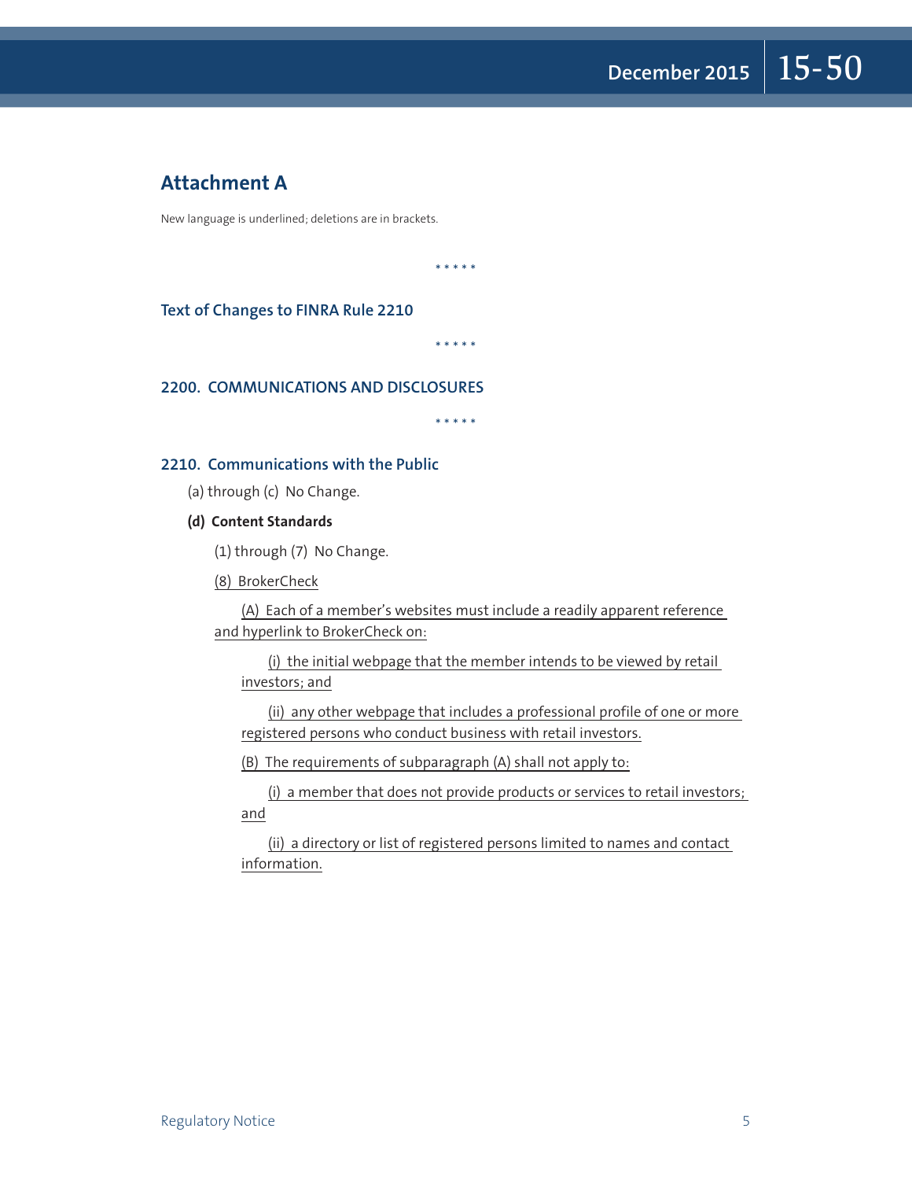## Attachment A

New language is underlined; deletions are in brackets.

\* \* \* \* \*

### Text of Changes to FINRA Rule 2210

\* \* \* \* \*

### 2200. COMMUNICATIONS AND DISCLOSURES

\* \* \* \* \*

### 2210. Communications with the Public

(a) through (c) No Change.

**(d) Content Standards**

(1) through (7) No Change.

<u>(8) BrokerCheck</u>

<u>(A) Each of a member's websites must include a readily apparent reference and hyperlink to BrokerCheck on:</u>

<u>(i) the initial webpage that the member intends to be viewed by retail investors; and</u>

<u>(ii) any other webpage that includes a professional profile of one or more registered persons who conduct business with retail investors.</u>

<u>(B) The requirements of subparagraph (A) shall not apply to:</u>

<u>(i) a member that does not provide products or services to retail investors; and</u>

<u>(ii) a directory or list of registered persons limited to names and contact information.</u>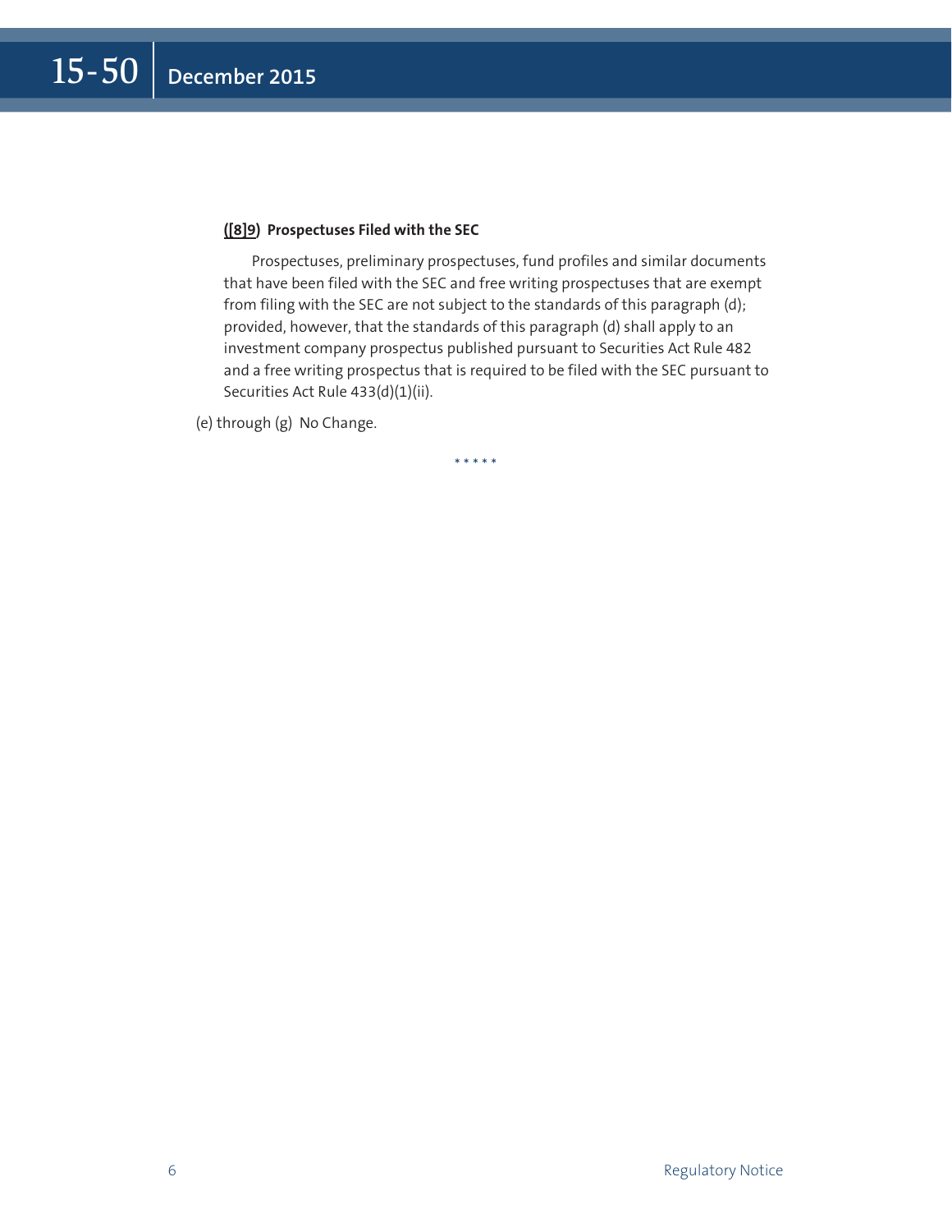**([8]9) Prospectuses Filed with the SEC**

Prospectuses, preliminary prospectuses, fund profiles and similar documents that have been filed with the SEC and free writing prospectuses that are exempt from filing with the SEC are not subject to the standards of this paragraph (d); provided, however, that the standards of this paragraph (d) shall apply to an investment company prospectus published pursuant to Securities Act Rule 482 and a free writing prospectus that is required to be filed with the SEC pursuant to Securities Act Rule 433(d)(1)(ii).

(e) through (g) No Change.

\* \* \* \* \*